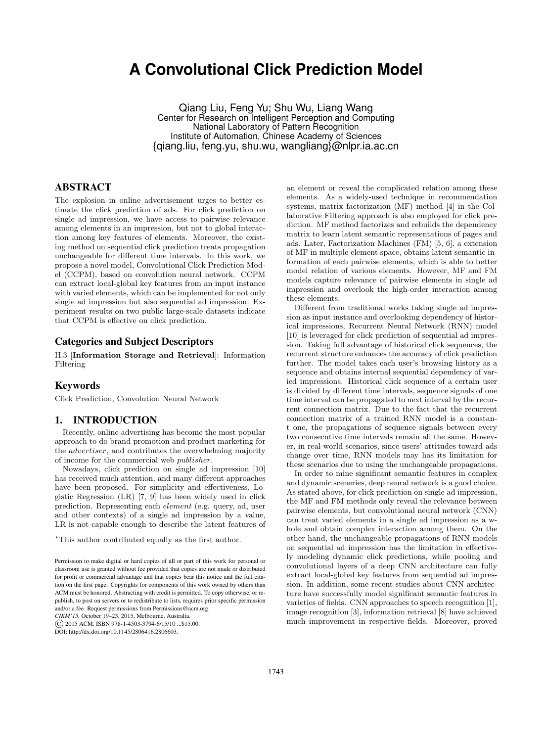# A Convolutional Click Prediction Model

Qiang Liu, Feng Yu*, Shu Wu, Liang Wang
Center for Research on Intelligent Perception and Computing
National Laboratory of Pattern Recognition
Institute of Automation, Chinese Academy of Sciences
{qiang.liu, feng.yu, shu.wu, wangliang}@nlpr.ia.ac.cn

## ABSTRACT

The explosion in online advertisement urges to better estimate the click prediction of ads. For click prediction on single ad impression, we have access to pairwise relevance among elements in an impression, but not to global interaction among key features of elements. Moreover, the existing method on sequential click prediction treats propagation unchangeable for different time intervals. In this work, we propose a novel model, Convolutional Click Prediction Model (CCPM), based on convolution neural network. CCPM can extract local-global key features from an input instance with varied elements, which can be implemented for not only single ad impression but also sequential ad impression. Experiment results on two public large-scale datasets indicate that CCPM is effective on click prediction.

## Categories and Subject Descriptors

H.3 [**Information Storage and Retrieval**]: Information Filtering

## Keywords

Click Prediction, Convolution Neural Network

## 1. INTRODUCTION

Recently, online advertising has become the most popular approach to do brand promotion and product marketing for the *advertiser*, and contributes the overwhelming majority of income for the commercial web *publisher*.

Nowadays, click prediction on single ad impression [10] has received much attention, and many different approaches have been proposed. For simplicity and effectiveness, Logistic Regression (LR) [7, 9] has been widely used in click prediction. Representing each *element* (e.g. query, ad, user and other contexts) of a single ad impression by a value, LR is not capable enough to describe the latent features of an element or reveal the complicated relation among these elements. As a widely-used technique in recommendation systems, matrix factorization (MF) method [4] in the Collaborative Filtering approach is also employed for click prediction. MF method factorizes and rebuilds the dependency matrix to learn latent semantic representations of pages and ads. Later, Factorization Machines (FM) [5, 6], a extension of MF in multiple element space, obtains latent semantic information of each pairwise elements, which is able to better model relation of various elements. However, MF and FM models capture relevance of pairwise elements in single ad impression and overlook the high-order interaction among these elements.

Different from traditional works taking single ad impression as input instance and overlooking dependency of historical impressions, Recurrent Neural Network (RNN) model [10] is leveraged for click prediction of sequential ad impression. Taking full advantage of historical click sequences, the recurrent structure enhances the accuracy of click prediction further. The model takes each user's browsing history as a sequence and obtains internal sequential dependency of varied impressions. Historical click sequence of a certain user is divided by different time intervals, sequence signals of one time interval can be propagated to next interval by the recurrent connection matrix. Due to the fact that the recurrent connection matrix of a trained RNN model is a constant one, the propagations of sequence signals between every two consecutive time intervals remain all the same. However, in real-world scenarios, since users' attitudes toward ads change over time, RNN models may has its limitation for these scenarios due to using the unchangeable propagations.

In order to mine significant semantic features in complex and dynamic sceneries, deep neural network is a good choice. As stated above, for click prediction on single ad impression, the MF and FM methods only reveal the relevance between pairwise elements, but convolutional neural network (CNN) can treat varied elements in a single ad impression as a whole and obtain complex interaction among them. On the other hand, the unchangeable propagations of RNN models on sequential ad impression has the limitation in effectively modeling dynamic click predictions, while pooling and convolutional layers of a deep CNN architecture can fully extract local-global key features from sequential ad impression. In addition, some recent studies about CNN architecture have successfully model significant semantic features in varieties of fields. CNN approaches to speech recognition [1], image recognition [3], information retrieval [8] have achieved much improvement in respective fields. Moreover, proved

---

*This author contributed equally as the first author.

Permission to make digital or hard copies of all or part of this work for personal or classroom use is granted without fee provided that copies are not made or distributed for profit or commercial advantage and that copies bear this notice and the full citation on the first page. Copyrights for components of this work owned by others than ACM must be honored. Abstracting with credit is permitted. To copy otherwise, or republish, to post on servers or to redistribute to lists, requires prior specific permission and/or a fee. Request permissions from Permissions@acm.org.
*CIKM'15*, October 19–23, 2015, Melbourne, Australia.
© 2015 ACM. ISBN 978-1-4503-3794-6/15/10 ...$15.00.
DOI: http://dx.doi.org/10.1145/2806416.2806603.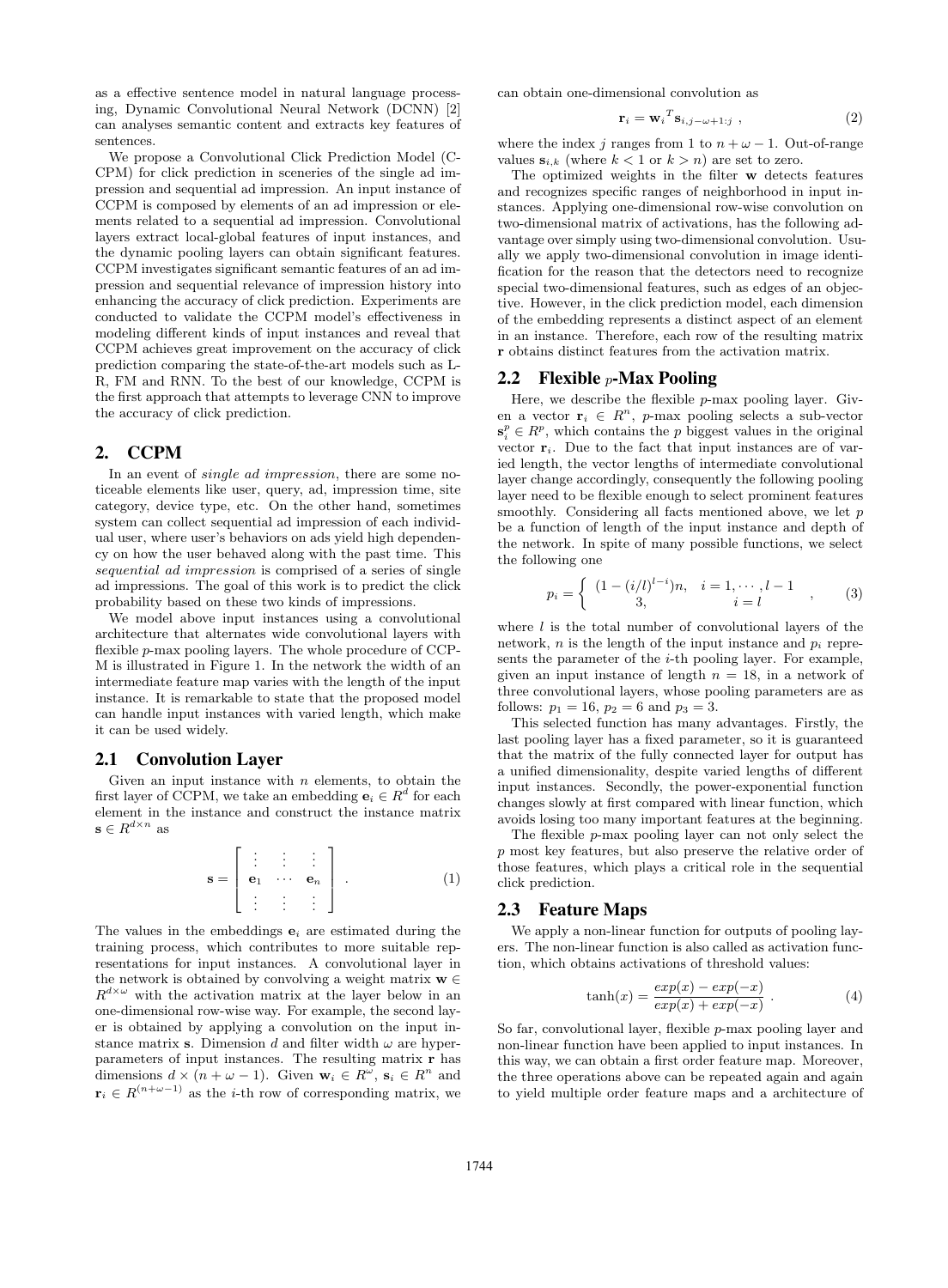as a effective sentence model in natural language processing, Dynamic Convolutional Neural Network (DCNN) [2] can analyses semantic content and extracts key features of sentences.

We propose a Convolutional Click Prediction Model (CCPM) for click prediction in sceneries of the single ad impression and sequential ad impression. An input instance of CCPM is composed by elements of an ad impression or elements related to a sequential ad impression. Convolutional layers extract local-global features of input instances, and the dynamic pooling layers can obtain significant features. CCPM investigates significant semantic features of an ad impression and sequential relevance of impression history into enhancing the accuracy of click prediction. Experiments are conducted to validate the CCPM model's effectiveness in modeling different kinds of input instances and reveal that CCPM achieves great improvement on the accuracy of click prediction comparing the state-of-the-art models such as LR, FM and RNN. To the best of our knowledge, CCPM is the first approach that attempts to leverage CNN to improve the accuracy of click prediction.

## 2. CCPM

In an event of *single ad impression*, there are some noticeable elements like user, query, ad, impression time, site category, device type, etc. On the other hand, sometimes system can collect sequential ad impression of each individual user, where user's behaviors on ads yield high dependency on how the user behaved along with the past time. This *sequential ad impression* is comprised of a series of single ad impressions. The goal of this work is to predict the click probability based on these two kinds of impressions.

We model above input instances using a convolutional architecture that alternates wide convolutional layers with flexible $p$-max pooling layers. The whole procedure of CCPM is illustrated in Figure 1. In the network the width of an intermediate feature map varies with the length of the input instance. It is remarkable to state that the proposed model can handle input instances with varied length, which make it can be used widely.

### 2.1 Convolution Layer

Given an input instance with $n$ elements, to obtain the first layer of CCPM, we take an embedding $\mathbf{e}_i \in R^d$ for each element in the instance and construct the instance matrix $\mathbf{s} \in R^{d \times n}$ as

$$\mathbf{s} = \begin{bmatrix} \vdots & \vdots & \vdots \\ \mathbf{e}_1 & \cdots & \mathbf{e}_n \\ \vdots & \vdots & \vdots \end{bmatrix} . \tag{1}$$

The values in the embeddings $\mathbf{e}_i$ are estimated during the training process, which contributes to more suitable representations for input instances. A convolutional layer in the network is obtained by convolving a weight matrix $\mathbf{w} \in R^{d \times \omega}$ with the activation matrix at the layer below in an one-dimensional row-wise way. For example, the second layer is obtained by applying a convolution on the input instance matrix $\mathbf{s}$. Dimension $d$ and filter width $\omega$ are hyperparameters of input instances. The resulting matrix $\mathbf{r}$ has dimensions $d \times (n + \omega - 1)$. Given $\mathbf{w}_i \in R^{\omega}$, $\mathbf{s}_i \in R^n$ and $\mathbf{r}_i \in R^{(n+\omega-1)}$ as the $i$-th row of corresponding matrix, we can obtain one-dimensional convolution as

$$\mathbf{r}_i = {\mathbf{w}_i}^T \mathbf{s}_{i,j-\omega+1:j} , \tag{2}$$

where the index $j$ ranges from 1 to $n + \omega - 1$. Out-of-range values $\mathbf{s}_{i,k}$ (where $k < 1$ or $k > n$) are set to zero.

The optimized weights in the filter $\mathbf{w}$ detects features and recognizes specific ranges of neighborhood in input instances. Applying one-dimensional row-wise convolution on two-dimensional matrix of activations, has the following advantage over simply using two-dimensional convolution. Usually we apply two-dimensional convolution in image identification for the reason that the detectors need to recognize special two-dimensional features, such as edges of an objective. However, in the click prediction model, each dimension of the embedding represents a distinct aspect of an element in an instance. Therefore, each row of the resulting matrix $\mathbf{r}$ obtains distinct features from the activation matrix.

### 2.2 Flexible $p$-Max Pooling

Here, we describe the flexible $p$-max pooling layer. Given a vector $\mathbf{r}_i \in R^n$, $p$-max pooling selects a sub-vector $\mathbf{s}_i^p \in R^p$, which contains the $p$ biggest values in the original vector $\mathbf{r}_i$. Due to the fact that input instances are of varied length, the vector lengths of intermediate convolutional layer change accordingly, consequently the following pooling layer need to be flexible enough to select prominent features smoothly. Considering all facts mentioned above, we let $p$ be a function of length of the input instance and depth of the network. In spite of many possible functions, we select the following one

$$p_i = \begin{cases} (1 - (i/l)^{l-i})n, & i = 1, \cdots, l-1 \\ 3, & i = l \end{cases} , \tag{3}$$

where $l$ is the total number of convolutional layers of the network, $n$ is the length of the input instance and $p_i$ represents the parameter of the $i$-th pooling layer. For example, given an input instance of length $n = 18$, in a network of three convolutional layers, whose pooling parameters are as follows: $p_1 = 16$, $p_2 = 6$ and $p_3 = 3$.

This selected function has many advantages. Firstly, the last pooling layer has a fixed parameter, so it is guaranteed that the matrix of the fully connected layer for output has a unified dimensionality, despite varied lengths of different input instances. Secondly, the power-exponential function changes slowly at first compared with linear function, which avoids losing too many important features at the beginning.

The flexible $p$-max pooling layer can not only select the $p$ most key features, but also preserve the relative order of those features, which plays a critical role in the sequential click prediction.

### 2.3 Feature Maps

We apply a non-linear function for outputs of pooling layers. The non-linear function is also called as activation function, which obtains activations of threshold values:

$$\tanh(x) = \frac{exp(x) - exp(-x)}{exp(x) + exp(-x)} . \tag{4}$$

So far, convolutional layer, flexible $p$-max pooling layer and non-linear function have been applied to input instances. In this way, we can obtain a first order feature map. Moreover, the three operations above can be repeated again and again to yield multiple order feature maps and a architecture of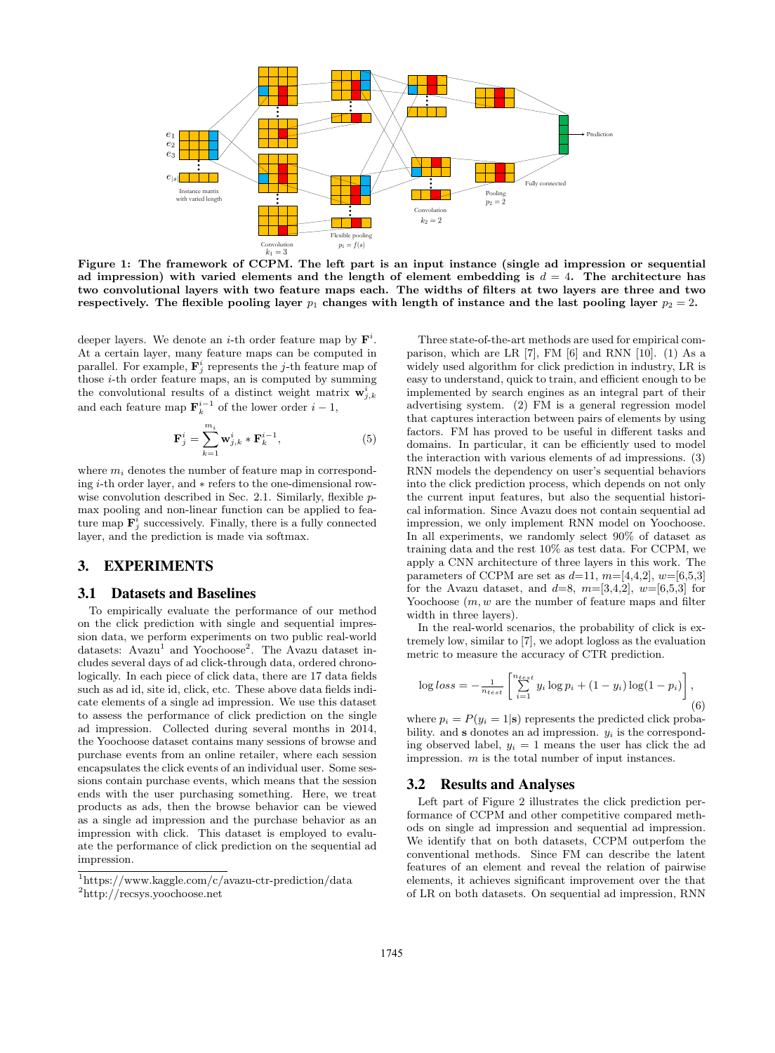**Figure 1: The framework of CCPM. The left part is an input instance (single ad impression or sequential ad impression) with varied elements and the length of element embedding is $d = 4$. The architecture has two convolutional layers with two feature maps each. The widths of filters at two layers are three and two respectively. The flexible pooling layer $p_1$ changes with length of instance and the last pooling layer $p_2 = 2$.**

deeper layers. We denote an $i$-th order feature map by $\mathbf{F}^i$. At a certain layer, many feature maps can be computed in parallel. For example, $\mathbf{F}^i_j$ represents the $j$-th feature map of those $i$-th order feature maps, an is computed by summing the convolutional results of a distinct weight matrix $\mathbf{w}^i_{j,k}$ and each feature map $\mathbf{F}^{i-1}_k$ of the lower order $i-1$,

$$\mathbf{F}^i_j = \sum_{k=1}^{m_i} \mathbf{w}^i_{j,k} * \mathbf{F}^{i-1}_k, \tag{5}$$

where $m_i$ denotes the number of feature map in corresponding $i$-th order layer, and $*$ refers to the one-dimensional row-wise convolution described in Sec. 2.1. Similarly, flexible $p$-max pooling and non-linear function can be applied to feature map $\mathbf{F}^i_j$ successively. Finally, there is a fully connected layer, and the prediction is made via softmax.

# 3. EXPERIMENTS

## 3.1 Datasets and Baselines

To empirically evaluate the performance of our method on the click prediction with single and sequential impression data, we perform experiments on two public real-world datasets: Avazu[1] and Yoochoose[2]. The Avazu dataset includes several days of ad click-through data, ordered chronologically. In each piece of click data, there are 17 data fields such as ad id, site id, click, etc. These above data fields indicate elements of a single ad impression. We use this dataset to assess the performance of click prediction on the single ad impression. Collected during several months in 2014, the Yoochoose dataset contains many sessions of browse and purchase events from an online retailer, where each session encapsulates the click events of an individual user. Some sessions contain purchase events, which means that the session ends with the user purchasing something. Here, we treat products as ads, then the browse behavior can be viewed as a single ad impression and the purchase behavior as an impression with click. This dataset is employed to evaluate the performance of click prediction on the sequential ad impression.

[1] https://www.kaggle.com/c/avazu-ctr-prediction/data
[2] http://recsys.yoochoose.net

Three state-of-the-art methods are used for empirical comparison, which are LR [7], FM [6] and RNN [10]. (1) As a widely used algorithm for click prediction in industry, LR is easy to understand, quick to train, and efficient enough to be implemented by search engines as an integral part of their advertising system. (2) FM is a general regression model that captures interaction between pairs of elements by using factors. FM has proved to be useful in different tasks and domains. In particular, it can be efficiently used to model the interaction with various elements of ad impressions. (3) RNN models the dependency on user's sequential behaviors into the click prediction process, which depends on not only the current input features, but also the sequential historical information. Since Avazu does not contain sequential ad impression, we only implement RNN model on Yoochoose. In all experiments, we randomly select 90% of dataset as training data and the rest 10% as test data. For CCPM, we apply a CNN architecture of three layers in this work. The parameters of CCPM are set as $d$=11, $m$=[4,4,2], $w$=[6,5,3] for the Avazu dataset, and $d$=8, $m$=[3,4,2], $w$=[6,5,3] for Yoochoose ($m, w$ are the number of feature maps and filter width in three layers).

In the real-world scenarios, the probability of click is extremely low, similar to [7], we adopt logloss as the evaluation metric to measure the accuracy of CTR prediction.

$$\log loss = -\frac{1}{n_{test}} \left[ \sum_{i=1}^{n_{test}} y_i \log p_i + (1-y_i)\log(1-p_i) \right], \tag{6}$$

where $p_i = P(y_i = 1|\mathbf{s})$ represents the predicted click probability. and $\mathbf{s}$ donotes an ad impression. $y_i$ is the corresponding observed label, $y_i = 1$ means the user has click the ad impression. $m$ is the total number of input instances.

## 3.2 Results and Analyses

Left part of Figure 2 illustrates the click prediction performance of CCPM and other competitive compared methods on single ad impression and sequential ad impression. We identify that on both datasets, CCPM outperfom the conventional methods. Since FM can describe the latent features of an element and reveal the relation of pairwise elements, it achieves significant improvement over the that of LR on both datasets. On sequential ad impression, RNN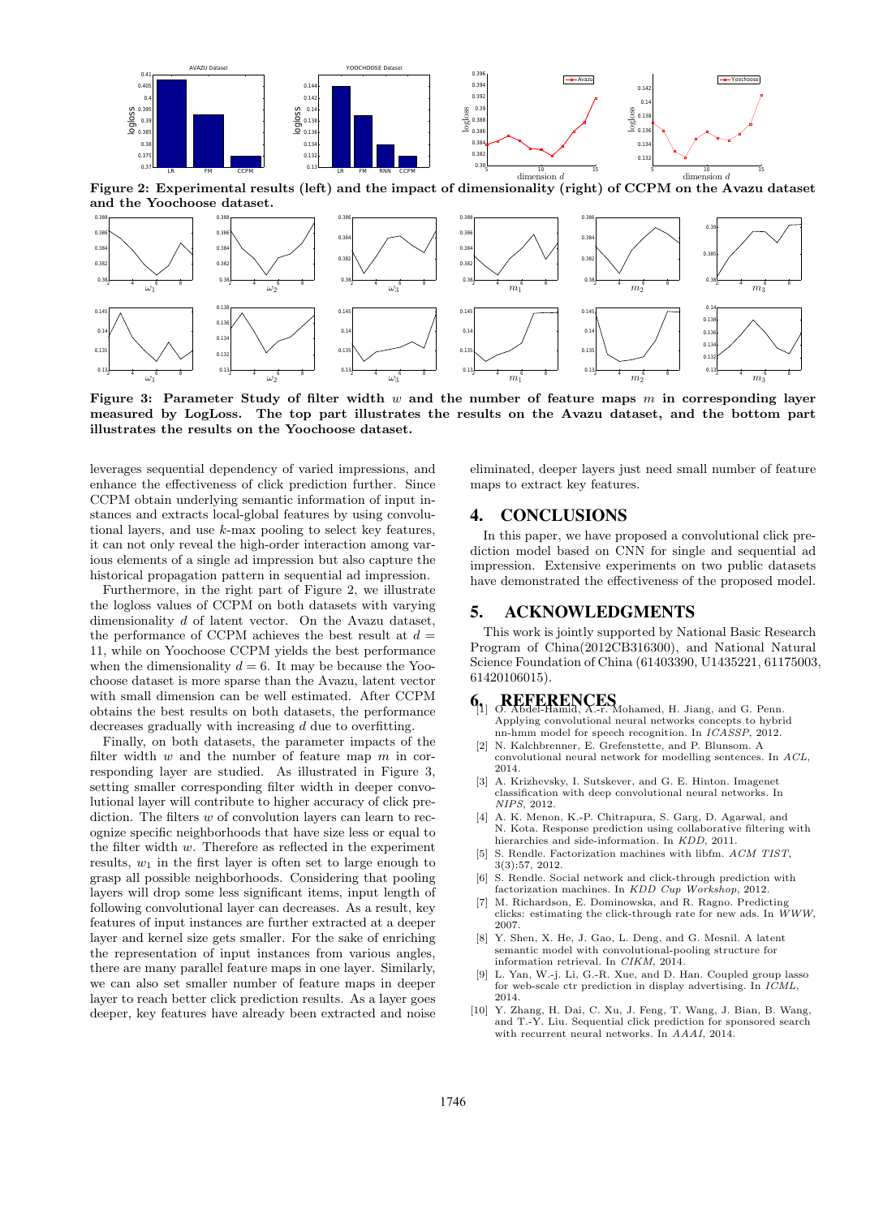AVAZU Dataset

logloss

0.41
0.405
0.4
0.395
0.39
0.385
0.38
0.375
0.37

LR FM CCPM

YOOCHOOSE Dataset

logloss

0.144
0.142
0.14
0.138
0.136
0.134
0.132
0.13

LR FM RNN CCPM

Avazu

logloss

0.396
0.394
0.392
0.39
0.388
0.386
0.384
0.382
0.38

5 10 15

dimension $d$

Yoochoose

logloss

0.142
0.14
0.138
0.136
0.134
0.132

5 10 15

dimension $d$

**Figure 2: Experimental results (left) and the impact of dimensionality (right) of CCPM on the Avazu dataset and the Yoochoose dataset.**

$\omega_1$ $\omega_2$ $\omega_3$ $m_1$ $m_2$ $m_3$

$\omega_1$ $\omega_2$ $\omega_3$ $m_1$ $m_2$ $m_3$

**Figure 3: Parameter Study of filter width $w$ and the number of feature maps $m$ in corresponding layer measured by LogLoss. The top part illustrates the results on the Avazu dataset, and the bottom part illustrates the results on the Yoochoose dataset.**

leverages sequential dependency of varied impressions, and enhance the effectiveness of click prediction further. Since CCPM obtain underlying semantic information of input instances and extracts local-global features by using convolutional layers, and use $k$-max pooling to select key features, it can not only reveal the high-order interaction among various elements of a single ad impression but also capture the historical propagation pattern in sequential ad impression.

Furthermore, in the right part of Figure 2, we illustrate the logloss values of CCPM on both datasets with varying dimensionality $d$ of latent vector. On the Avazu dataset, the performance of CCPM achieves the best result at $d = 11$, while on Yoochoose CCPM yields the best performance when the dimensionality $d = 6$. It may be because the Yoochoose dataset is more sparse than the Avazu, latent vector with small dimension can be well estimated. After CCPM obtains the best results on both datasets, the performance decreases gradually with increasing $d$ due to overfitting.

Finally, on both datasets, the parameter impacts of the filter width $w$ and the number of feature map $m$ in corresponding layer are studied. As illustrated in Figure 3, setting smaller corresponding filter width in deeper convolutional layer will contribute to higher accuracy of click prediction. The filters $w$ of convolution layers can learn to recognize specific neighborhoods that have size less or equal to the filter width $w$. Therefore as reflected in the experiment results, $w_1$ in the first layer is often set to large enough to grasp all possible neighborhoods. Considering that pooling layers will drop some less significant items, input length of following convolutional layer can decreases. As a result, key features of input instances are further extracted at a deeper layer and kernel size gets smaller. For the sake of enriching the representation of input instances from various angles, there are many parallel feature maps in one layer. Similarly, we can also set smaller number of feature maps in deeper layer to reach better click prediction results. As a layer goes deeper, key features have already been extracted and noise eliminated, deeper layers just need small number of feature maps to extract key features.

## 4. CONCLUSIONS

In this paper, we have proposed a convolutional click prediction model based on CNN for single and sequential ad impression. Extensive experiments on two public datasets have demonstrated the effectiveness of the proposed model.

## 5. ACKNOWLEDGMENTS

This work is jointly supported by National Basic Research Program of China(2012CB316300), and National Natural Science Foundation of China (61403390, U1435221, 61175003, 61420106015).

## 6. REFERENCES

[1] O. Abdel-Hamid, A.-r. Mohamed, H. Jiang, and G. Penn. Applying convolutional neural networks concepts to hybrid nn-hmm model for speech recognition. In *ICASSP*, 2012.

[2] N. Kalchbrenner, E. Grefenstette, and P. Blunsom. A convolutional neural network for modelling sentences. In *ACL*, 2014.

[3] A. Krizhevsky, I. Sutskever, and G. E. Hinton. Imagenet classification with deep convolutional neural networks. In *NIPS*, 2012.

[4] A. K. Menon, K.-P. Chitrapura, S. Garg, D. Agarwal, and N. Kota. Response prediction using collaborative filtering with hierarchies and side-information. In *KDD*, 2011.

[5] S. Rendle. Factorization machines with libfm. *ACM TIST*, 3(3):57, 2012.

[6] S. Rendle. Social network and click-through prediction with factorization machines. In *KDD Cup Workshop*, 2012.

[7] M. Richardson, E. Dominowska, and R. Ragno. Predicting clicks: estimating the click-through rate for new ads. In *WWW*, 2007.

[8] Y. Shen, X. He, J. Gao, L. Deng, and G. Mesnil. A latent semantic model with convolutional-pooling structure for information retrieval. In *CIKM*, 2014.

[9] L. Yan, W.-j. Li, G.-R. Xue, and D. Han. Coupled group lasso for web-scale ctr prediction in display advertising. In *ICML*, 2014.

[10] Y. Zhang, H. Dai, C. Xu, J. Feng, T. Wang, J. Bian, B. Wang, and T.-Y. Liu. Sequential click prediction for sponsored search with recurrent neural networks. In *AAAI*, 2014.